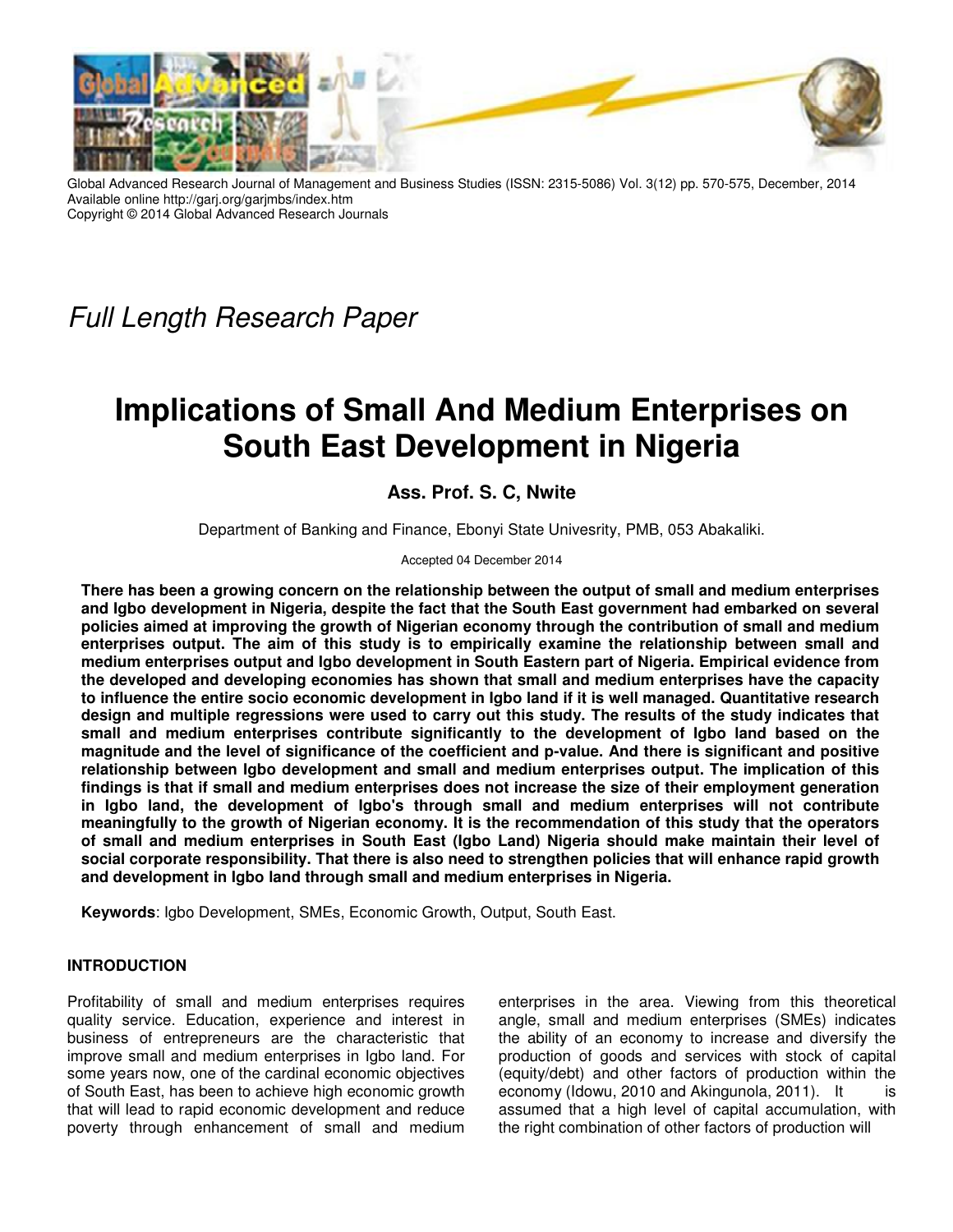Global Advanced Research Journal of Management and Business Studies (ISSN: 2315-5086) Vol. 3(12) pp. 570-575, December, 2014
Available online http://garj.org/garjmbs/index.htm
Copyright © 2014 Global Advanced Research Journals

*Full Length Research Paper*

# Implications of Small And Medium Enterprises on South East Development in Nigeria

**Ass. Prof. S. C, Nwite**

Department of Banking and Finance, Ebonyi State Univesrity, PMB, 053 Abakaliki.

Accepted 04 December 2014

**There has been a growing concern on the relationship between the output of small and medium enterprises and Igbo development in Nigeria, despite the fact that the South East government had embarked on several policies aimed at improving the growth of Nigerian economy through the contribution of small and medium enterprises output. The aim of this study is to empirically examine the relationship between small and medium enterprises output and Igbo development in South Eastern part of Nigeria. Empirical evidence from the developed and developing economies has shown that small and medium enterprises have the capacity to influence the entire socio economic development in Igbo land if it is well managed. Quantitative research design and multiple regressions were used to carry out this study. The results of the study indicates that small and medium enterprises contribute significantly to the development of Igbo land based on the magnitude and the level of significance of the coefficient and p-value. And there is significant and positive relationship between Igbo development and small and medium enterprises output. The implication of this findings is that if small and medium enterprises does not increase the size of their employment generation in Igbo land, the development of Igbo's through small and medium enterprises will not contribute meaningfully to the growth of Nigerian economy. It is the recommendation of this study that the operators of small and medium enterprises in South East (Igbo Land) Nigeria should make maintain their level of social corporate responsibility. That there is also need to strengthen policies that will enhance rapid growth and development in Igbo land through small and medium enterprises in Nigeria.**

**Keywords**: Igbo Development, SMEs, Economic Growth, Output, South East.

## INTRODUCTION

Profitability of small and medium enterprises requires quality service. Education, experience and interest in business of entrepreneurs are the characteristic that improve small and medium enterprises in Igbo land. For some years now, one of the cardinal economic objectives of South East, has been to achieve high economic growth that will lead to rapid economic development and reduce poverty through enhancement of small and medium enterprises in the area. Viewing from this theoretical angle, small and medium enterprises (SMEs) indicates the ability of an economy to increase and diversify the production of goods and services with stock of capital (equity/debt) and other factors of production within the economy (Idowu, 2010 and Akingunola, 2011). It is assumed that a high level of capital accumulation, with the right combination of other factors of production will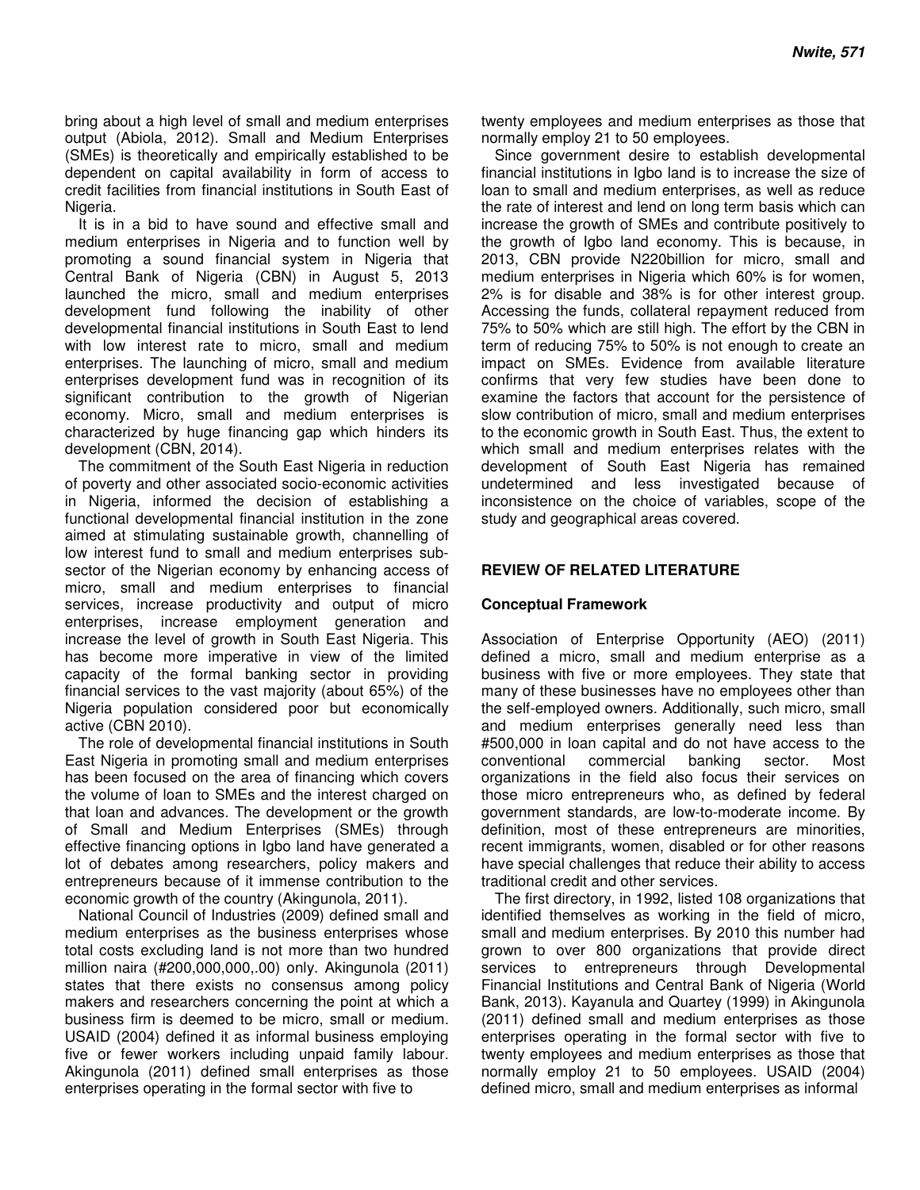bring about a high level of small and medium enterprises output (Abiola, 2012). Small and Medium Enterprises (SMEs) is theoretically and empirically established to be dependent on capital availability in form of access to credit facilities from financial institutions in South East of Nigeria.

It is in a bid to have sound and effective small and medium enterprises in Nigeria and to function well by promoting a sound financial system in Nigeria that Central Bank of Nigeria (CBN) in August 5, 2013 launched the micro, small and medium enterprises development fund following the inability of other developmental financial institutions in South East to lend with low interest rate to micro, small and medium enterprises. The launching of micro, small and medium enterprises development fund was in recognition of its significant contribution to the growth of Nigerian economy. Micro, small and medium enterprises is characterized by huge financing gap which hinders its development (CBN, 2014).

The commitment of the South East Nigeria in reduction of poverty and other associated socio-economic activities in Nigeria, informed the decision of establishing a functional developmental financial institution in the zone aimed at stimulating sustainable growth, channelling of low interest fund to small and medium enterprises sub-sector of the Nigerian economy by enhancing access of micro, small and medium enterprises to financial services, increase productivity and output of micro enterprises, increase employment generation and increase the level of growth in South East Nigeria. This has become more imperative in view of the limited capacity of the formal banking sector in providing financial services to the vast majority (about 65%) of the Nigeria population considered poor but economically active (CBN 2010).

The role of developmental financial institutions in South East Nigeria in promoting small and medium enterprises has been focused on the area of financing which covers the volume of loan to SMEs and the interest charged on that loan and advances. The development or the growth of Small and Medium Enterprises (SMEs) through effective financing options in Igbo land have generated a lot of debates among researchers, policy makers and entrepreneurs because of it immense contribution to the economic growth of the country (Akingunola, 2011).

National Council of Industries (2009) defined small and medium enterprises as the business enterprises whose total costs excluding land is not more than two hundred million naira (#200,000,000,.00) only. Akingunola (2011) states that there exists no consensus among policy makers and researchers concerning the point at which a business firm is deemed to be micro, small or medium. USAID (2004) defined it as informal business employing five or fewer workers including unpaid family labour. Akingunola (2011) defined small enterprises as those enterprises operating in the formal sector with five to twenty employees and medium enterprises as those that normally employ 21 to 50 employees.

Since government desire to establish developmental financial institutions in Igbo land is to increase the size of loan to small and medium enterprises, as well as reduce the rate of interest and lend on long term basis which can increase the growth of SMEs and contribute positively to the growth of Igbo land economy. This is because, in 2013, CBN provide N220billion for micro, small and medium enterprises in Nigeria which 60% is for women, 2% is for disable and 38% is for other interest group. Accessing the funds, collateral repayment reduced from 75% to 50% which are still high. The effort by the CBN in term of reducing 75% to 50% is not enough to create an impact on SMEs. Evidence from available literature confirms that very few studies have been done to examine the factors that account for the persistence of slow contribution of micro, small and medium enterprises to the economic growth in South East. Thus, the extent to which small and medium enterprises relates with the development of South East Nigeria has remained undetermined and less investigated because of inconsistence on the choice of variables, scope of the study and geographical areas covered.

## REVIEW OF RELATED LITERATURE

### Conceptual Framework

Association of Enterprise Opportunity (AEO) (2011) defined a micro, small and medium enterprise as a business with five or more employees. They state that many of these businesses have no employees other than the self-employed owners. Additionally, such micro, small and medium enterprises generally need less than #500,000 in loan capital and do not have access to the conventional commercial banking sector. Most organizations in the field also focus their services on those micro entrepreneurs who, as defined by federal government standards, are low-to-moderate income. By definition, most of these entrepreneurs are minorities, recent immigrants, women, disabled or for other reasons have special challenges that reduce their ability to access traditional credit and other services.

The first directory, in 1992, listed 108 organizations that identified themselves as working in the field of micro, small and medium enterprises. By 2010 this number had grown to over 800 organizations that provide direct services to entrepreneurs through Developmental Financial Institutions and Central Bank of Nigeria (World Bank, 2013). Kayanula and Quartey (1999) in Akingunola (2011) defined small and medium enterprises as those enterprises operating in the formal sector with five to twenty employees and medium enterprises as those that normally employ 21 to 50 employees. USAID (2004) defined micro, small and medium enterprises as informal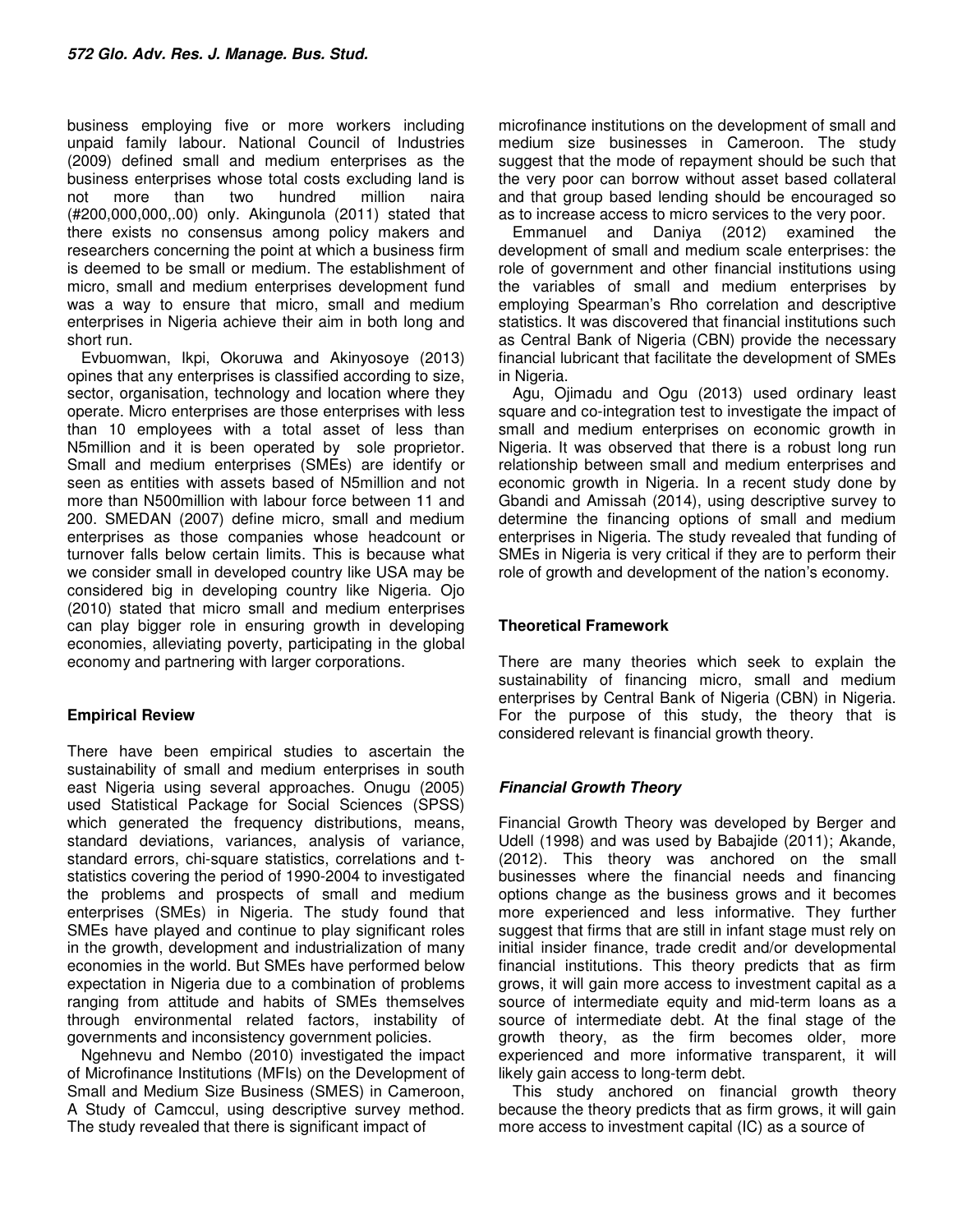business employing five or more workers including unpaid family labour. National Council of Industries (2009) defined small and medium enterprises as the business enterprises whose total costs excluding land is not more than two hundred million naira (#200,000,000,.00) only. Akingunola (2011) stated that there exists no consensus among policy makers and researchers concerning the point at which a business firm is deemed to be small or medium. The establishment of micro, small and medium enterprises development fund was a way to ensure that micro, small and medium enterprises in Nigeria achieve their aim in both long and short run.

Evbuomwan, Ikpi, Okoruwa and Akinyosoye (2013) opines that any enterprises is classified according to size, sector, organisation, technology and location where they operate. Micro enterprises are those enterprises with less than 10 employees with a total asset of less than N5million and it is been operated by sole proprietor. Small and medium enterprises (SMEs) are identify or seen as entities with assets based of N5million and not more than N500million with labour force between 11 and 200. SMEDAN (2007) define micro, small and medium enterprises as those companies whose headcount or turnover falls below certain limits. This is because what we consider small in developed country like USA may be considered big in developing country like Nigeria. Ojo (2010) stated that micro small and medium enterprises can play bigger role in ensuring growth in developing economies, alleviating poverty, participating in the global economy and partnering with larger corporations.

## Empirical Review

There have been empirical studies to ascertain the sustainability of small and medium enterprises in south east Nigeria using several approaches. Onugu (2005) used Statistical Package for Social Sciences (SPSS) which generated the frequency distributions, means, standard deviations, variances, analysis of variance, standard errors, chi-square statistics, correlations and t-statistics covering the period of 1990-2004 to investigated the problems and prospects of small and medium enterprises (SMEs) in Nigeria. The study found that SMEs have played and continue to play significant roles in the growth, development and industrialization of many economies in the world. But SMEs have performed below expectation in Nigeria due to a combination of problems ranging from attitude and habits of SMEs themselves through environmental related factors, instability of governments and inconsistency government policies.

Ngehnevu and Nembo (2010) investigated the impact of Microfinance Institutions (MFIs) on the Development of Small and Medium Size Business (SMES) in Cameroon, A Study of Camccul, using descriptive survey method. The study revealed that there is significant impact of microfinance institutions on the development of small and medium size businesses in Cameroon. The study suggest that the mode of repayment should be such that the very poor can borrow without asset based collateral and that group based lending should be encouraged so as to increase access to micro services to the very poor.

Emmanuel and Daniya (2012) examined the development of small and medium scale enterprises: the role of government and other financial institutions using the variables of small and medium enterprises by employing Spearman's Rho correlation and descriptive statistics. It was discovered that financial institutions such as Central Bank of Nigeria (CBN) provide the necessary financial lubricant that facilitate the development of SMEs in Nigeria.

Agu, Ojimadu and Ogu (2013) used ordinary least square and co-integration test to investigate the impact of small and medium enterprises on economic growth in Nigeria. It was observed that there is a robust long run relationship between small and medium enterprises and economic growth in Nigeria. In a recent study done by Gbandi and Amissah (2014), using descriptive survey to determine the financing options of small and medium enterprises in Nigeria. The study revealed that funding of SMEs in Nigeria is very critical if they are to perform their role of growth and development of the nation's economy.

## Theoretical Framework

There are many theories which seek to explain the sustainability of financing micro, small and medium enterprises by Central Bank of Nigeria (CBN) in Nigeria. For the purpose of this study, the theory that is considered relevant is financial growth theory.

### *Financial Growth Theory*

Financial Growth Theory was developed by Berger and Udell (1998) and was used by Babajide (2011); Akande, (2012). This theory was anchored on the small businesses where the financial needs and financing options change as the business grows and it becomes more experienced and less informative. They further suggest that firms that are still in infant stage must rely on initial insider finance, trade credit and/or developmental financial institutions. This theory predicts that as firm grows, it will gain more access to investment capital as a source of intermediate equity and mid-term loans as a source of intermediate debt. At the final stage of the growth theory, as the firm becomes older, more experienced and more informative transparent, it will likely gain access to long-term debt.

This study anchored on financial growth theory because the theory predicts that as firm grows, it will gain more access to investment capital (IC) as a source of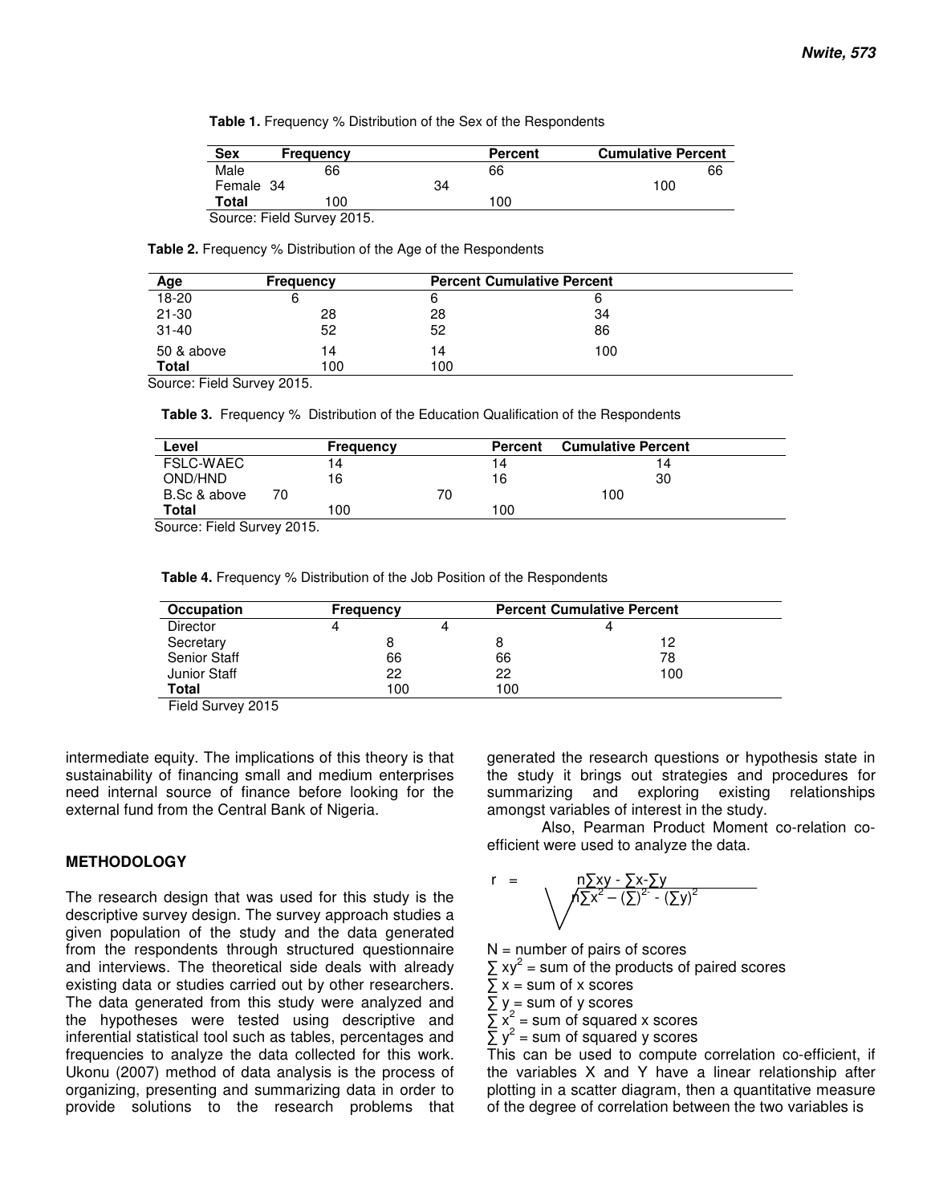**Table 1.** Frequency % Distribution of the Sex of the Respondents

| Sex | Frequency | Percent | Cumulative Percent |
|---|---|---|---|
| Male | 66 | 66 | 66 |
| Female | 34 | 34 | 100 |
| **Total** | 100 | 100 | |

Source: Field Survey 2015.

**Table 2.** Frequency % Distribution of the Age of the Respondents

| Age | Frequency | Percent | Cumulative Percent |
|---|---|---|---|
| 18-20 | 6 | 6 | 6 |
| 21-30 | 28 | 28 | 34 |
| 31-40 | 52 | 52 | 86 |
| 50 & above | 14 | 14 | 100 |
| **Total** | 100 | 100 | |

Source: Field Survey 2015.

**Table 3.** Frequency % Distribution of the Education Qualification of the Respondents

| Level | Frequency | Percent | Cumulative Percent |
|---|---|---|---|
| FSLC-WAEC | 14 | 14 | 14 |
| OND/HND | 16 | 16 | 30 |
| B.Sc & above | 70 | 70 | 100 |
| **Total** | 100 | 100 | |

Source: Field Survey 2015.

**Table 4.** Frequency % Distribution of the Job Position of the Respondents

| Occupation | Frequency | Percent | Cumulative Percent |
|---|---|---|---|
| Director | 4 | 4 | 4 |
| Secretary | 8 | 8 | 12 |
| Senior Staff | 66 | 66 | 78 |
| Junior Staff | 22 | 22 | 100 |
| **Total** | 100 | 100 | |

Field Survey 2015

intermediate equity. The implications of this theory is that sustainability of financing small and medium enterprises need internal source of finance before looking for the external fund from the Central Bank of Nigeria.

## METHODOLOGY

The research design that was used for this study is the descriptive survey design. The survey approach studies a given population of the study and the data generated from the respondents through structured questionnaire and interviews. The theoretical side deals with already existing data or studies carried out by other researchers. The data generated from this study were analyzed and the hypotheses were tested using descriptive and inferential statistical tool such as tables, percentages and frequencies to analyze the data collected for this work. Ukonu (2007) method of data analysis is the process of organizing, presenting and summarizing data in order to provide solutions to the research problems that generated the research questions or hypothesis state in the study it brings out strategies and procedures for summarizing and exploring existing relationships amongst variables of interest in the study.

Also, Pearman Product Moment co-relation co-efficient were used to analyze the data.

$$r = \frac{n\sum xy - \sum x - \sum y}{\sqrt{n\sum x^2 - (\sum)^2 - (\sum y)^2}}$$

N = number of pairs of scores

$\sum xy^2$ = sum of the products of paired scores

$\sum x$ = sum of x scores

$\sum y$ = sum of y scores

$\sum x^2$ = sum of squared x scores

$\sum y^2$ = sum of squared y scores

This can be used to compute correlation co-efficient, if the variables X and Y have a linear relationship after plotting in a scatter diagram, then a quantitative measure of the degree of correlation between the two variables is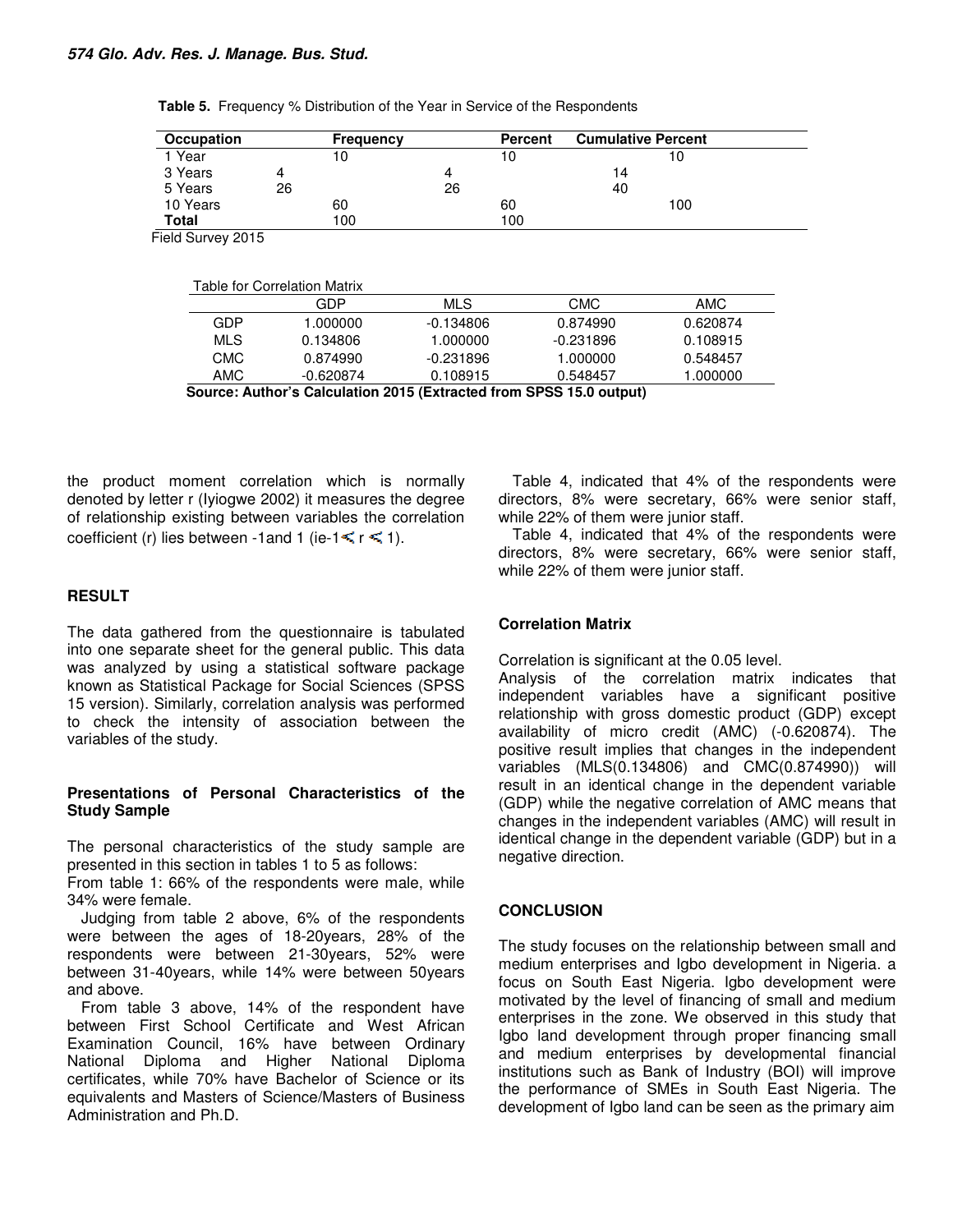**Table 5.** Frequency % Distribution of the Year in Service of the Respondents

| Occupation | Frequency | Percent | Cumulative Percent |
|---|---|---|---|
| 1 Year | 10 | 10 | 10 |
| 3 Years | 4 | 4 | 14 |
| 5 Years | 26 | 26 | 40 |
| 10 Years | 60 | 60 | 100 |
| **Total** | 100 | 100 | |

Field Survey 2015

Table for Correlation Matrix

| | GDP | MLS | CMC | AMC |
|---|---|---|---|---|
| GDP | 1.000000 | -0.134806 | 0.874990 | 0.620874 |
| MLS | 0.134806 | 1.000000 | -0.231896 | 0.108915 |
| CMC | 0.874990 | -0.231896 | 1.000000 | 0.548457 |
| AMC | -0.620874 | 0.108915 | 0.548457 | 1.000000 |

**Source: Author's Calculation 2015 (Extracted from SPSS 15.0 output)**

the product moment correlation which is normally denoted by letter r (Iyiogwe 2002) it measures the degree of relationship existing between variables the correlation coefficient (r) lies between -1and 1 (ie-1 $\leq$ r $\leq$ 1).

## RESULT

The data gathered from the questionnaire is tabulated into one separate sheet for the general public. This data was analyzed by using a statistical software package known as Statistical Package for Social Sciences (SPSS 15 version). Similarly, correlation analysis was performed to check the intensity of association between the variables of the study.

### Presentations of Personal Characteristics of the Study Sample

The personal characteristics of the study sample are presented in this section in tables 1 to 5 as follows:

From table 1: 66% of the respondents were male, while 34% were female.

Judging from table 2 above, 6% of the respondents were between the ages of 18-20years, 28% of the respondents were between 21-30years, 52% were between 31-40years, while 14% were between 50years and above.

From table 3 above, 14% of the respondent have between First School Certificate and West African Examination Council, 16% have between Ordinary National Diploma and Higher National Diploma certificates, while 70% have Bachelor of Science or its equivalents and Masters of Science/Masters of Business Administration and Ph.D.

Table 4, indicated that 4% of the respondents were directors, 8% were secretary, 66% were senior staff, while 22% of them were junior staff.

Table 4, indicated that 4% of the respondents were directors, 8% were secretary, 66% were senior staff, while 22% of them were junior staff.

### Correlation Matrix

Correlation is significant at the 0.05 level.

Analysis of the correlation matrix indicates that independent variables have a significant positive relationship with gross domestic product (GDP) except availability of micro credit (AMC) (-0.620874). The positive result implies that changes in the independent variables (MLS(0.134806) and CMC(0.874990)) will result in an identical change in the dependent variable (GDP) while the negative correlation of AMC means that changes in the independent variables (AMC) will result in identical change in the dependent variable (GDP) but in a negative direction.

## CONCLUSION

The study focuses on the relationship between small and medium enterprises and Igbo development in Nigeria. a focus on South East Nigeria. Igbo development were motivated by the level of financing of small and medium enterprises in the zone. We observed in this study that Igbo land development through proper financing small and medium enterprises by developmental financial institutions such as Bank of Industry (BOI) will improve the performance of SMEs in South East Nigeria. The development of Igbo land can be seen as the primary aim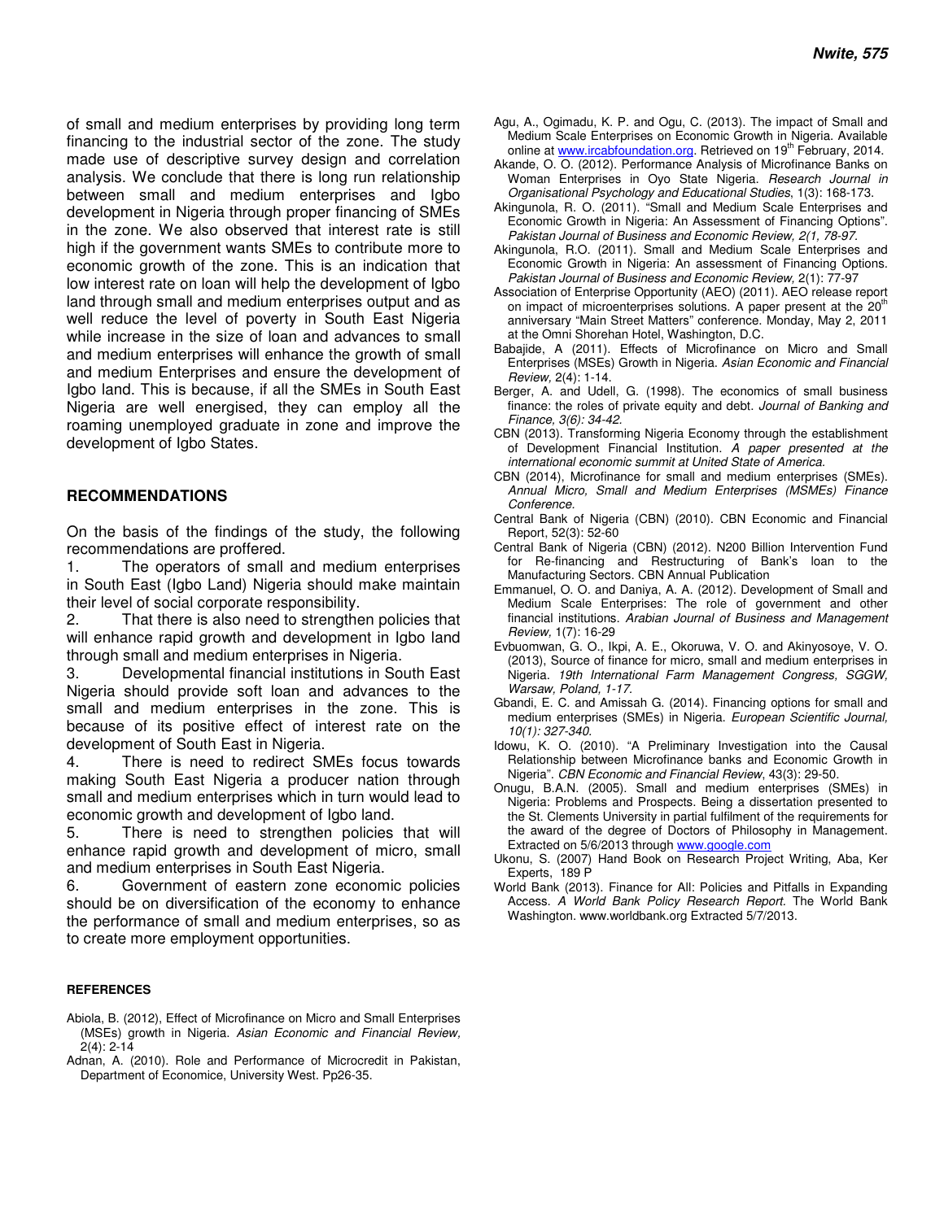of small and medium enterprises by providing long term financing to the industrial sector of the zone. The study made use of descriptive survey design and correlation analysis. We conclude that there is long run relationship between small and medium enterprises and Igbo development in Nigeria through proper financing of SMEs in the zone. We also observed that interest rate is still high if the government wants SMEs to contribute more to economic growth of the zone. This is an indication that low interest rate on loan will help the development of Igbo land through small and medium enterprises output and as well reduce the level of poverty in South East Nigeria while increase in the size of loan and advances to small and medium enterprises will enhance the growth of small and medium Enterprises and ensure the development of Igbo land. This is because, if all the SMEs in South East Nigeria are well energised, they can employ all the roaming unemployed graduate in zone and improve the development of Igbo States.

## RECOMMENDATIONS

On the basis of the findings of the study, the following recommendations are profferred.

1. The operators of small and medium enterprises in South East (Igbo Land) Nigeria should make maintain their level of social corporate responsibility.
2. That there is also need to strengthen policies that will enhance rapid growth and development in Igbo land through small and medium enterprises in Nigeria.
3. Developmental financial institutions in South East Nigeria should provide soft loan and advances to the small and medium enterprises in the zone. This is because of its positive effect of interest rate on the development of South East in Nigeria.
4. There is need to redirect SMEs focus towards making South East Nigeria a producer nation through small and medium enterprises which in turn would lead to economic growth and development of Igbo land.
5. There is need to strengthen policies that will enhance rapid growth and development of micro, small and medium enterprises in South East Nigeria.
6. Government of eastern zone economic policies should be on diversification of the economy to enhance the performance of small and medium enterprises, so as to create more employment opportunities.

### REFERENCES

Abiola, B. (2012), Effect of Microfinance on Micro and Small Enterprises (MSEs) growth in Nigeria. *Asian Economic and Financial Review,* 2(4): 2-14

Adnan, A. (2010). Role and Performance of Microcredit in Pakistan, Department of Economice, University West. Pp26-35.

Agu, A., Ogimadu, K. P. and Ogu, C. (2013). The impact of Small and Medium Scale Enterprises on Economic Growth in Nigeria. Available online at www.ircabfoundation.org. Retrieved on 19th February, 2014.

Akande, O. O. (2012). Performance Analysis of Microfinance Banks on Woman Enterprises in Oyo State Nigeria. *Research Journal in Organisational Psychology and Educational Studies*, 1(3): 168-173.

Akingunola, R. O. (2011). "Small and Medium Scale Enterprises and Economic Growth in Nigeria: An Assessment of Financing Options". *Pakistan Journal of Business and Economic Review, 2(1, 78-97.*

Akingunola, R.O. (2011). Small and Medium Scale Enterprises and Economic Growth in Nigeria: An assessment of Financing Options. *Pakistan Journal of Business and Economic Review,* 2(1): 77-97

Association of Enterprise Opportunity (AEO) (2011). AEO release report on impact of microenterprises solutions. A paper present at the 20th anniversary "Main Street Matters" conference. Monday, May 2, 2011 at the Omni Shorehan Hotel, Washington, D.C.

Babajide, A (2011). Effects of Microfinance on Micro and Small Enterprises (MSEs) Growth in Nigeria. *Asian Economic and Financial Review,* 2(4): 1-14.

Berger, A. and Udell, G. (1998). The economics of small business finance: the roles of private equity and debt. *Journal of Banking and Finance, 3(6): 34-42.*

CBN (2013). Transforming Nigeria Economy through the establishment of Development Financial Institution. *A paper presented at the international economic summit at United State of America.*

CBN (2014), Microfinance for small and medium enterprises (SMEs). *Annual Micro, Small and Medium Enterprises (MSMEs) Finance Conference.*

Central Bank of Nigeria (CBN) (2010). CBN Economic and Financial Report, 52(3): 52-60

Central Bank of Nigeria (CBN) (2012). N200 Billion Intervention Fund for Re-financing and Restructuring of Bank's loan to the Manufacturing Sectors. CBN Annual Publication

Emmanuel, O. O. and Daniya, A. A. (2012). Development of Small and Medium Scale Enterprises: The role of government and other financial institutions. *Arabian Journal of Business and Management Review,* 1(7): 16-29

Evbuomwan, G. O., Ikpi, A. E., Okoruwa, V. O. and Akinyosoye, V. O. (2013), Source of finance for micro, small and medium enterprises in Nigeria. *19th International Farm Management Congress, SGGW, Warsaw, Poland, 1-17.*

Gbandi, E. C. and Amissah G. (2014). Financing options for small and medium enterprises (SMEs) in Nigeria. *European Scientific Journal, 10(1): 327-340.*

Idowu, K. O. (2010). "A Preliminary Investigation into the Causal Relationship between Microfinance banks and Economic Growth in Nigeria". *CBN Economic and Financial Review*, 43(3): 29-50.

Onugu, B.A.N. (2005). Small and medium enterprises (SMEs) in Nigeria: Problems and Prospects. Being a dissertation presented to the St. Clements University in partial fulfilment of the requirements for the award of the degree of Doctors of Philosophy in Management. Extracted on 5/6/2013 through www.google.com

Ukonu, S. (2007) Hand Book on Research Project Writing, Aba, Ker Experts, 189 P

World Bank (2013). Finance for All: Policies and Pitfalls in Expanding Access. *A World Bank Policy Research Report.* The World Bank Washington. www.worldbank.org Extracted 5/7/2013.